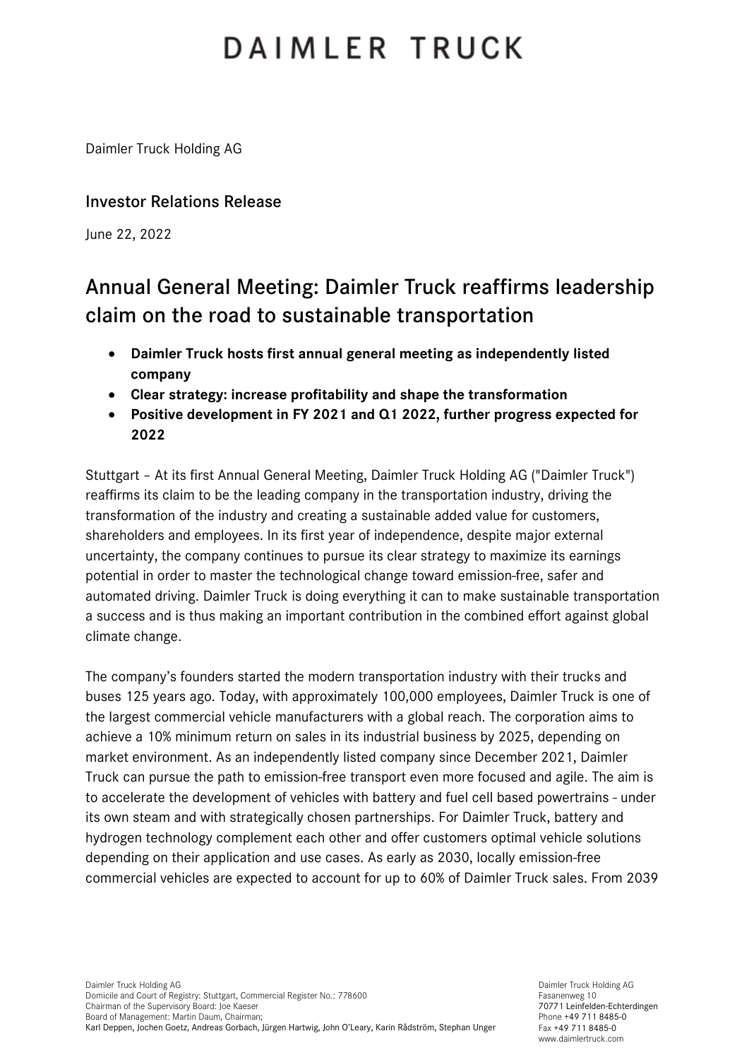# DAIMLER TRUCK

Daimler Truck Holding AG

## Investor Relations Release

June 22, 2022

# Annual General Meeting: Daimler Truck reaffirms leadership claim on the road to sustainable transportation

- **Daimler Truck hosts first annual general meeting as independently listed company**
- **Clear strategy: increase profitability and shape the transformation**
- **Positive development in FY 2021 and Q1 2022, further progress expected for 2022**

Stuttgart – At its first Annual General Meeting, Daimler Truck Holding AG ("Daimler Truck") reaffirms its claim to be the leading company in the transportation industry, driving the transformation of the industry and creating a sustainable added value for customers, shareholders and employees. In its first year of independence, despite major external uncertainty, the company continues to pursue its clear strategy to maximize its earnings potential in order to master the technological change toward emission-free, safer and automated driving. Daimler Truck is doing everything it can to make sustainable transportation a success and is thus making an important contribution in the combined effort against global climate change.

The company's founders started the modern transportation industry with their trucks and buses 125 years ago. Today, with approximately 100,000 employees, Daimler Truck is one of the largest commercial vehicle manufacturers with a global reach. The corporation aims to achieve a 10% minimum return on sales in its industrial business by 2025, depending on market environment. As an independently listed company since December 2021, Daimler Truck can pursue the path to emission-free transport even more focused and agile. The aim is to accelerate the development of vehicles with battery and fuel cell based powertrains - under its own steam and with strategically chosen partnerships. For Daimler Truck, battery and hydrogen technology complement each other and offer customers optimal vehicle solutions depending on their application and use cases. As early as 2030, locally emission-free commercial vehicles are expected to account for up to 60% of Daimler Truck sales. From 2039

Daimler Truck Holding AG
Domicile and Court of Registry: Stuttgart, Commercial Register No.: 778600
Chairman of the Supervisory Board: Joe Kaeser
Board of Management: Martin Daum, Chairman;
Karl Deppen, Jochen Goetz, Andreas Gorbach, Jürgen Hartwig, John O'Leary, Karin Rådström, Stephan Unger

Daimler Truck Holding AG
Fasanenweg 10
70771 Leinfelden-Echterdingen
Phone +49 711 8485-0
Fax +49 711 8485-0
www.daimlertruck.com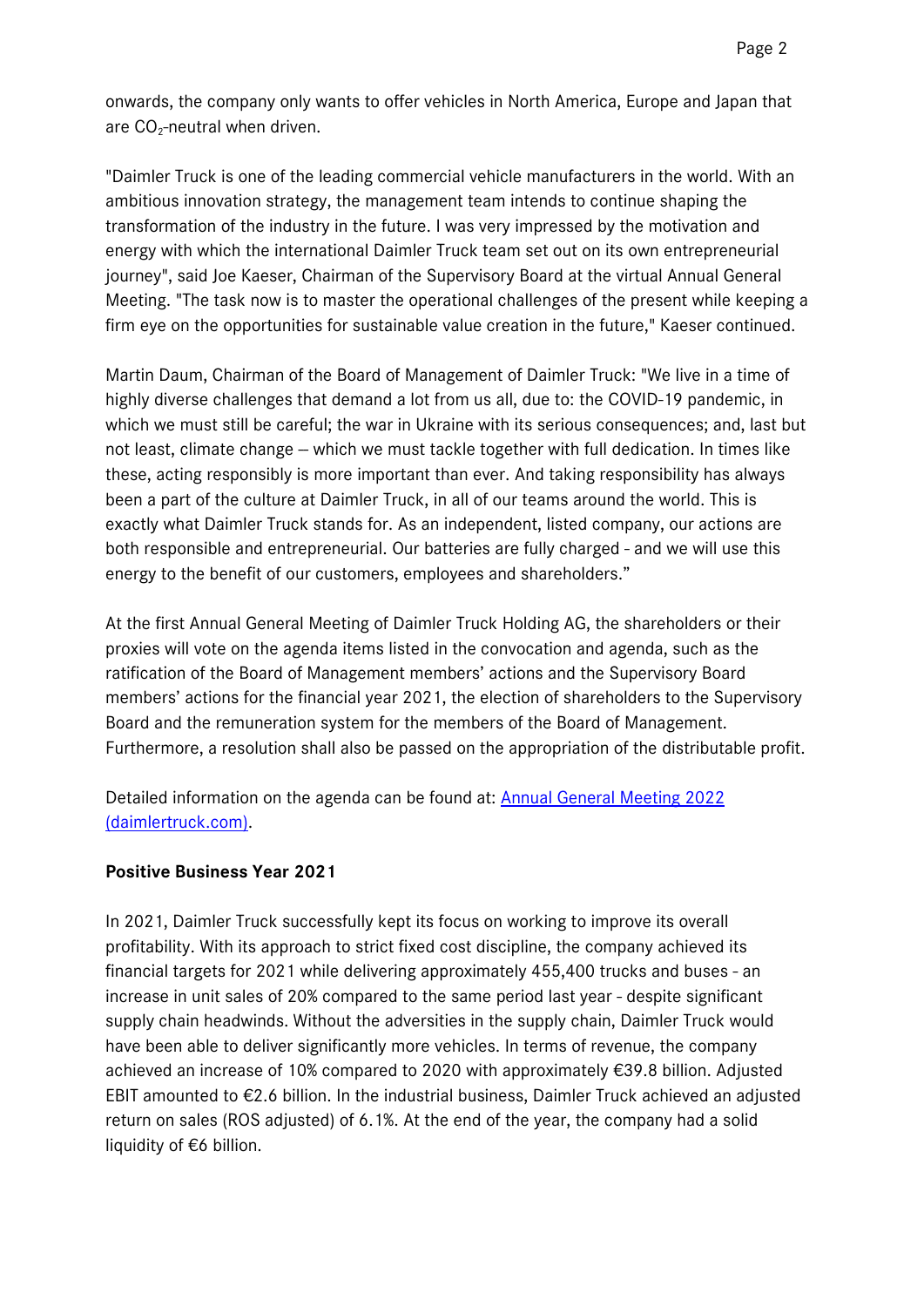onwards, the company only wants to offer vehicles in North America, Europe and Japan that are $CO_2$-neutral when driven.

"Daimler Truck is one of the leading commercial vehicle manufacturers in the world. With an ambitious innovation strategy, the management team intends to continue shaping the transformation of the industry in the future. I was very impressed by the motivation and energy with which the international Daimler Truck team set out on its own entrepreneurial journey", said Joe Kaeser, Chairman of the Supervisory Board at the virtual Annual General Meeting. "The task now is to master the operational challenges of the present while keeping a firm eye on the opportunities for sustainable value creation in the future," Kaeser continued.

Martin Daum, Chairman of the Board of Management of Daimler Truck: "We live in a time of highly diverse challenges that demand a lot from us all, due to: the COVID-19 pandemic, in which we must still be careful; the war in Ukraine with its serious consequences; and, last but not least, climate change – which we must tackle together with full dedication. In times like these, acting responsibly is more important than ever. And taking responsibility has always been a part of the culture at Daimler Truck, in all of our teams around the world. This is exactly what Daimler Truck stands for. As an independent, listed company, our actions are both responsible and entrepreneurial. Our batteries are fully charged - and we will use this energy to the benefit of our customers, employees and shareholders."

At the first Annual General Meeting of Daimler Truck Holding AG, the shareholders or their proxies will vote on the agenda items listed in the convocation and agenda, such as the ratification of the Board of Management members' actions and the Supervisory Board members' actions for the financial year 2021, the election of shareholders to the Supervisory Board and the remuneration system for the members of the Board of Management. Furthermore, a resolution shall also be passed on the appropriation of the distributable profit.

Detailed information on the agenda can be found at: Annual General Meeting 2022 (daimlertruck.com).

**Positive Business Year 2021**

In 2021, Daimler Truck successfully kept its focus on working to improve its overall profitability. With its approach to strict fixed cost discipline, the company achieved its financial targets for 2021 while delivering approximately 455,400 trucks and buses - an increase in unit sales of 20% compared to the same period last year - despite significant supply chain headwinds. Without the adversities in the supply chain, Daimler Truck would have been able to deliver significantly more vehicles. In terms of revenue, the company achieved an increase of 10% compared to 2020 with approximately €39.8 billion. Adjusted EBIT amounted to €2.6 billion. In the industrial business, Daimler Truck achieved an adjusted return on sales (ROS adjusted) of 6.1%. At the end of the year, the company had a solid liquidity of €6 billion.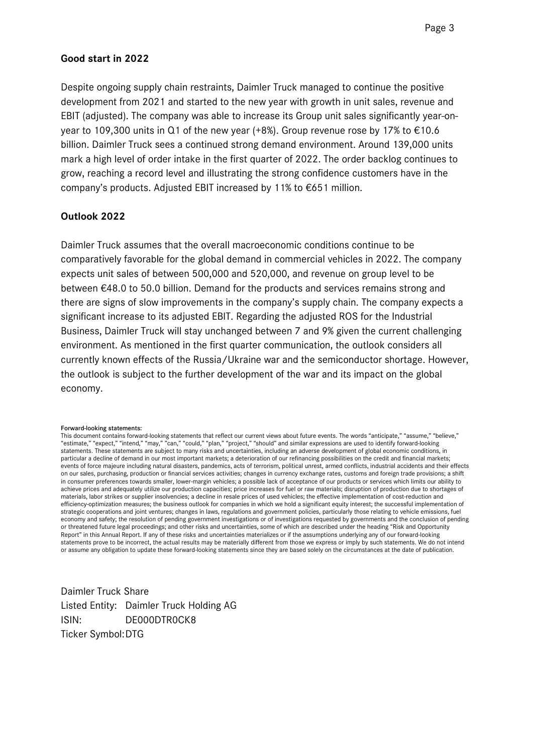## Good start in 2022

Despite ongoing supply chain restraints, Daimler Truck managed to continue the positive development from 2021 and started to the new year with growth in unit sales, revenue and EBIT (adjusted). The company was able to increase its Group unit sales significantly year-on-year to 109,300 units in Q1 of the new year (+8%). Group revenue rose by 17% to €10.6 billion. Daimler Truck sees a continued strong demand environment. Around 139,000 units mark a high level of order intake in the first quarter of 2022. The order backlog continues to grow, reaching a record level and illustrating the strong confidence customers have in the company's products. Adjusted EBIT increased by 11% to €651 million.

## Outlook 2022

Daimler Truck assumes that the overall macroeconomic conditions continue to be comparatively favorable for the global demand in commercial vehicles in 2022. The company expects unit sales of between 500,000 and 520,000, and revenue on group level to be between €48.0 to 50.0 billion. Demand for the products and services remains strong and there are signs of slow improvements in the company's supply chain. The company expects a significant increase to its adjusted EBIT. Regarding the adjusted ROS for the Industrial Business, Daimler Truck will stay unchanged between 7 and 9% given the current challenging environment. As mentioned in the first quarter communication, the outlook considers all currently known effects of the Russia/Ukraine war and the semiconductor shortage. However, the outlook is subject to the further development of the war and its impact on the global economy.

**Forward-looking statements:**
This document contains forward-looking statements that reflect our current views about future events. The words "anticipate," "assume," "believe," "estimate," "expect," "intend," "may," "can," "could," "plan," "project," "should" and similar expressions are used to identify forward-looking statements. These statements are subject to many risks and uncertainties, including an adverse development of global economic conditions, in particular a decline of demand in our most important markets; a deterioration of our refinancing possibilities on the credit and financial markets; events of force majeure including natural disasters, pandemics, acts of terrorism, political unrest, armed conflicts, industrial accidents and their effects on our sales, purchasing, production or financial services activities; changes in currency exchange rates, customs and foreign trade provisions; a shift in consumer preferences towards smaller, lower-margin vehicles; a possible lack of acceptance of our products or services which limits our ability to achieve prices and adequately utilize our production capacities; price increases for fuel or raw materials; disruption of production due to shortages of materials, labor strikes or supplier insolvencies; a decline in resale prices of used vehicles; the effective implementation of cost-reduction and efficiency-optimization measures; the business outlook for companies in which we hold a significant equity interest; the successful implementation of strategic cooperations and joint ventures; changes in laws, regulations and government policies, particularly those relating to vehicle emissions, fuel economy and safety; the resolution of pending government investigations or of investigations requested by governments and the conclusion of pending or threatened future legal proceedings; and other risks and uncertainties, some of which are described under the heading "Risk and Opportunity Report" in this Annual Report. If any of these risks and uncertainties materializes or if the assumptions underlying any of our forward-looking statements prove to be incorrect, the actual results may be materially different from those we express or imply by such statements. We do not intend or assume any obligation to update these forward-looking statements since they are based solely on the circumstances at the date of publication.

Daimler Truck Share
Listed Entity: Daimler Truck Holding AG
ISIN: DE000DTR0CK8
Ticker Symbol: DTG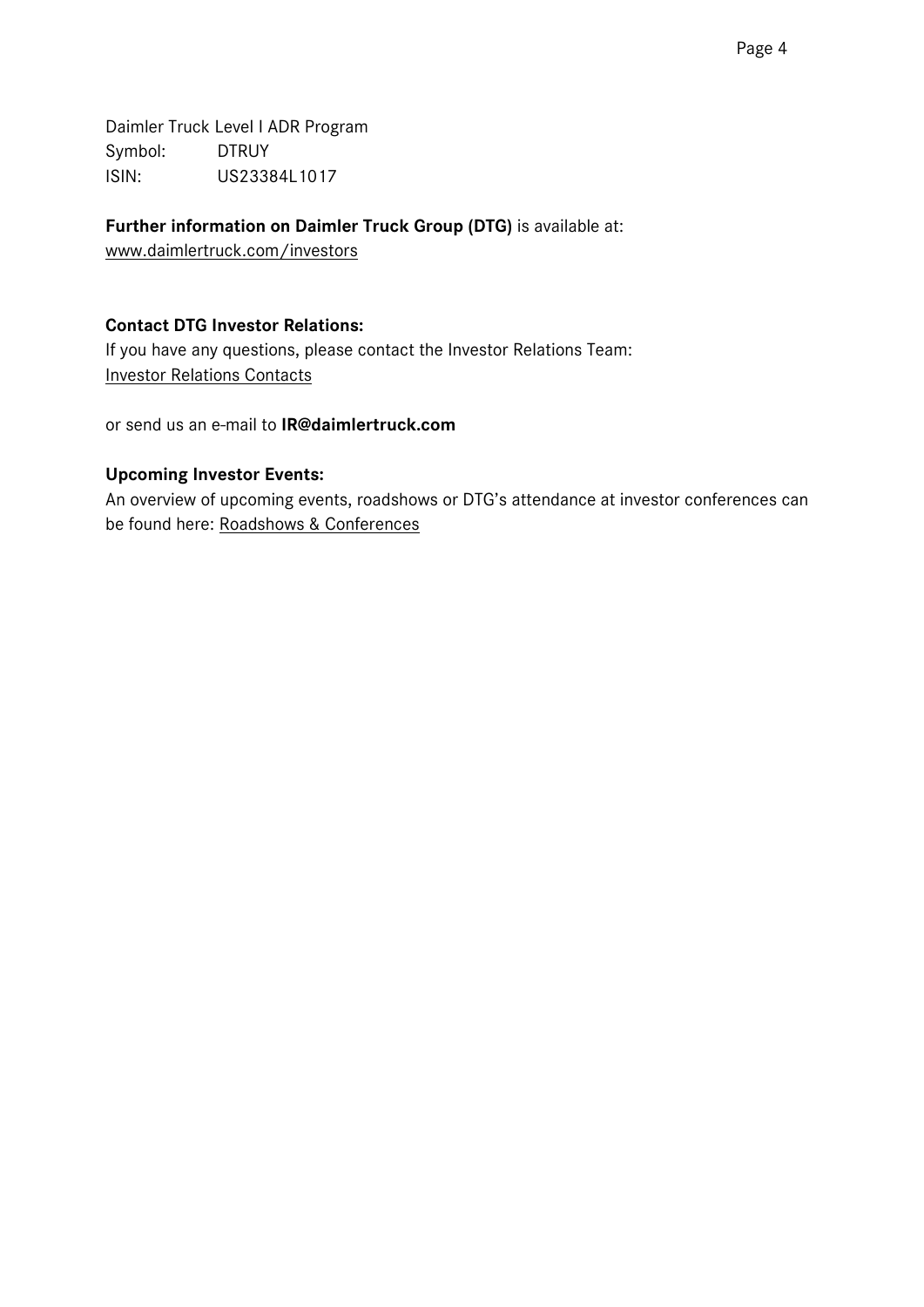Daimler Truck Level I ADR Program
Symbol: DTRUY
ISIN: US23384L1017

**Further information on Daimler Truck Group (DTG)** is available at:
www.daimlertruck.com/investors

**Contact DTG Investor Relations:**
If you have any questions, please contact the Investor Relations Team:
Investor Relations Contacts

or send us an e-mail to **IR@daimlertruck.com**

**Upcoming Investor Events:**
An overview of upcoming events, roadshows or DTG's attendance at investor conferences can be found here: Roadshows & Conferences